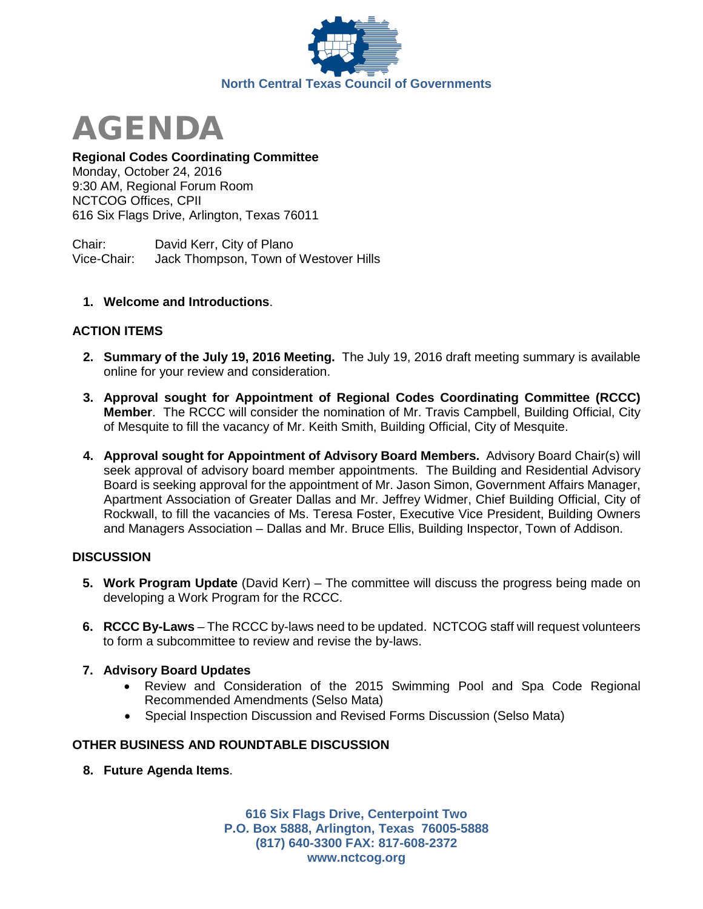North Central Texas Council of Governments

# AGENDA

**Regional Codes Coordinating Committee**
Monday, October 24, 2016
9:30 AM, Regional Forum Room
NCTCOG Offices, CPII
616 Six Flags Drive, Arlington, Texas 76011

Chair: David Kerr, City of Plano
Vice-Chair: Jack Thompson, Town of Westover Hills

1. **Welcome and Introductions**.

## ACTION ITEMS

2. **Summary of the July 19, 2016 Meeting.** The July 19, 2016 draft meeting summary is available online for your review and consideration.

3. **Approval sought for Appointment of Regional Codes Coordinating Committee (RCCC) Member**. The RCCC will consider the nomination of Mr. Travis Campbell, Building Official, City of Mesquite to fill the vacancy of Mr. Keith Smith, Building Official, City of Mesquite.

4. **Approval sought for Appointment of Advisory Board Members.** Advisory Board Chair(s) will seek approval of advisory board member appointments. The Building and Residential Advisory Board is seeking approval for the appointment of Mr. Jason Simon, Government Affairs Manager, Apartment Association of Greater Dallas and Mr. Jeffrey Widmer, Chief Building Official, City of Rockwall, to fill the vacancies of Ms. Teresa Foster, Executive Vice President, Building Owners and Managers Association – Dallas and Mr. Bruce Ellis, Building Inspector, Town of Addison.

## DISCUSSION

5. **Work Program Update** (David Kerr) – The committee will discuss the progress being made on developing a Work Program for the RCCC.

6. **RCCC By-Laws** – The RCCC by-laws need to be updated. NCTCOG staff will request volunteers to form a subcommittee to review and revise the by-laws.

7. **Advisory Board Updates**
   - Review and Consideration of the 2015 Swimming Pool and Spa Code Regional Recommended Amendments (Selso Mata)
   - Special Inspection Discussion and Revised Forms Discussion (Selso Mata)

## OTHER BUSINESS AND ROUNDTABLE DISCUSSION

8. **Future Agenda Items**.

**616 Six Flags Drive, Centerpoint Two**
**P.O. Box 5888, Arlington, Texas 76005-5888**
**(817) 640-3300 FAX: 817-608-2372**
**www.nctcog.org**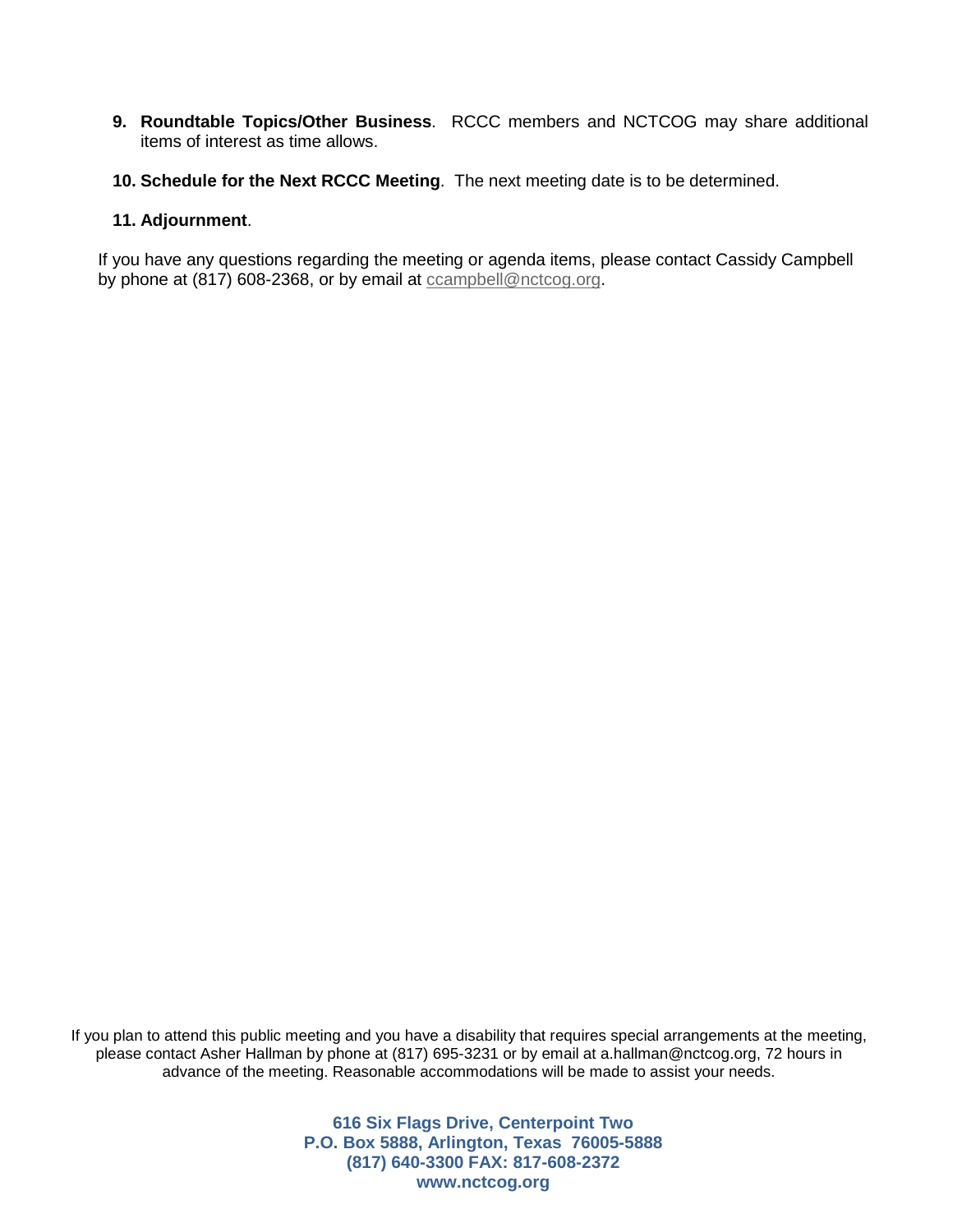9. **Roundtable Topics/Other Business**. RCCC members and NCTCOG may share additional items of interest as time allows.

10. **Schedule for the Next RCCC Meeting**. The next meeting date is to be determined.

11. **Adjournment**.

If you have any questions regarding the meeting or agenda items, please contact Cassidy Campbell by phone at (817) 608-2368, or by email at ccampbell@nctcog.org.

If you plan to attend this public meeting and you have a disability that requires special arrangements at the meeting, please contact Asher Hallman by phone at (817) 695-3231 or by email at a.hallman@nctcog.org, 72 hours in advance of the meeting. Reasonable accommodations will be made to assist your needs.

**616 Six Flags Drive, Centerpoint Two**
**P.O. Box 5888, Arlington, Texas 76005-5888**
**(817) 640-3300 FAX: 817-608-2372**
**www.nctcog.org**